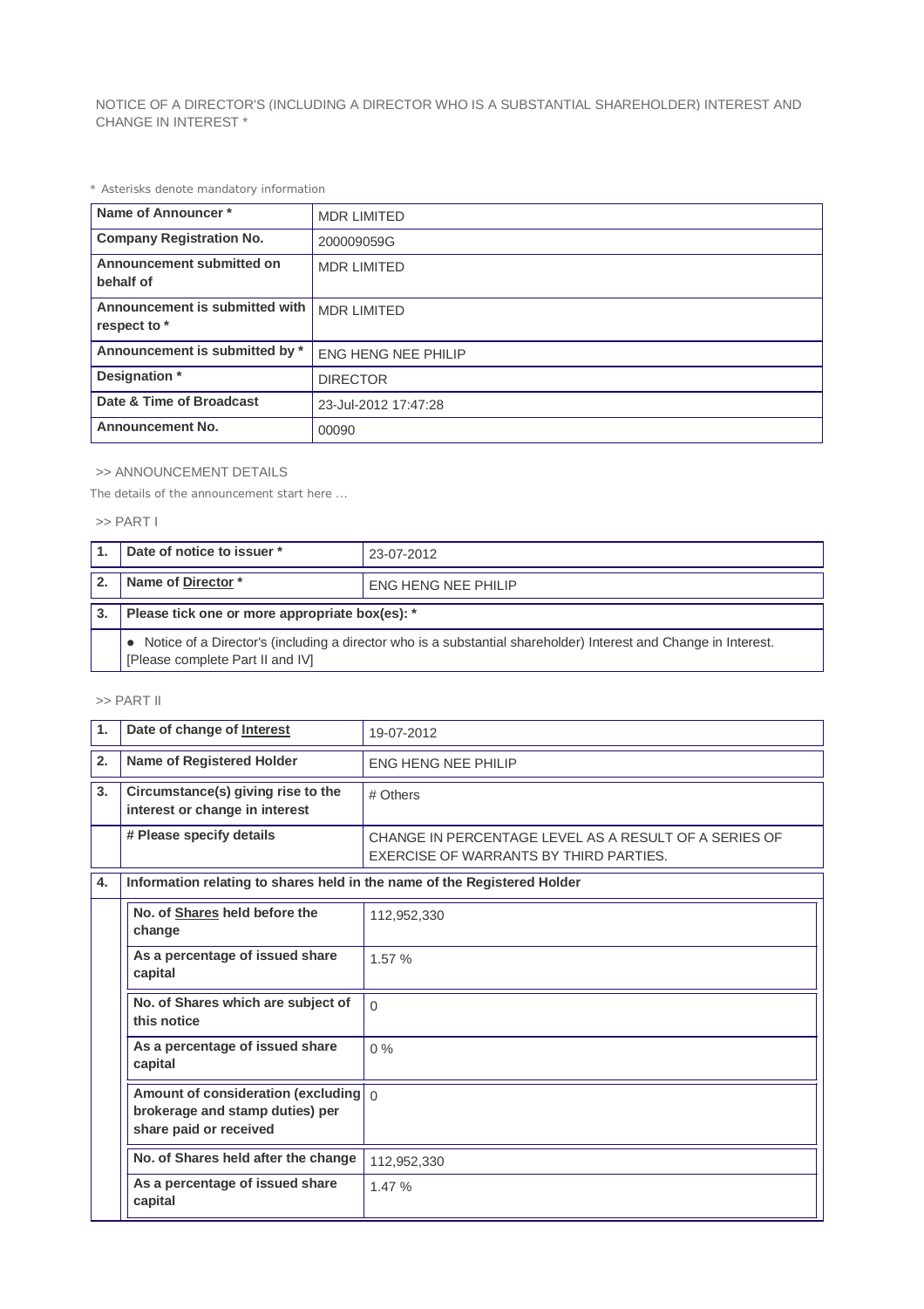NOTICE OF A DIRECTOR'S (INCLUDING A DIRECTOR WHO IS A SUBSTANTIAL SHAREHOLDER) INTEREST AND CHANGE IN INTEREST *

* Asterisks denote mandatory information

| Name of Announcer * | MDR LIMITED |
|---|---|
| Company Registration No. | 200009059G |
| Announcement submitted on behalf of | MDR LIMITED |
| Announcement is submitted with respect to * | MDR LIMITED |
| Announcement is submitted by * | ENG HENG NEE PHILIP |
| Designation * | DIRECTOR |
| Date & Time of Broadcast | 23-Jul-2012 17:47:28 |
| Announcement No. | 00090 |

>> ANNOUNCEMENT DETAILS

The details of the announcement start here ...

>> PART I

| 1. | Date of notice to issuer * | 23-07-2012 |
|---|---|---|
| 2. | Name of Director * | ENG HENG NEE PHILIP |
| 3. | Please tick one or more appropriate box(es): * | |
| | ● Notice of a Director's (including a director who is a substantial shareholder) Interest and Change in Interest. [Please complete Part II and IV] | |

>> PART II

| 1. | Date of change of Interest | 19-07-2012 |
|---|---|---|
| 2. | Name of Registered Holder | ENG HENG NEE PHILIP |
| 3. | Circumstance(s) giving rise to the interest or change in interest | # Others |
| | # Please specify details | CHANGE IN PERCENTAGE LEVEL AS A RESULT OF A SERIES OF EXERCISE OF WARRANTS BY THIRD PARTIES. |
| 4. | Information relating to shares held in the name of the Registered Holder | |
| | No. of Shares held before the change | 112,952,330 |
| | As a percentage of issued share capital | 1.57 % |
| | No. of Shares which are subject of this notice | 0 |
| | As a percentage of issued share capital | 0 % |
| | Amount of consideration (excluding brokerage and stamp duties) per share paid or received | 0 |
| | No. of Shares held after the change | 112,952,330 |
| | As a percentage of issued share capital | 1.47 % |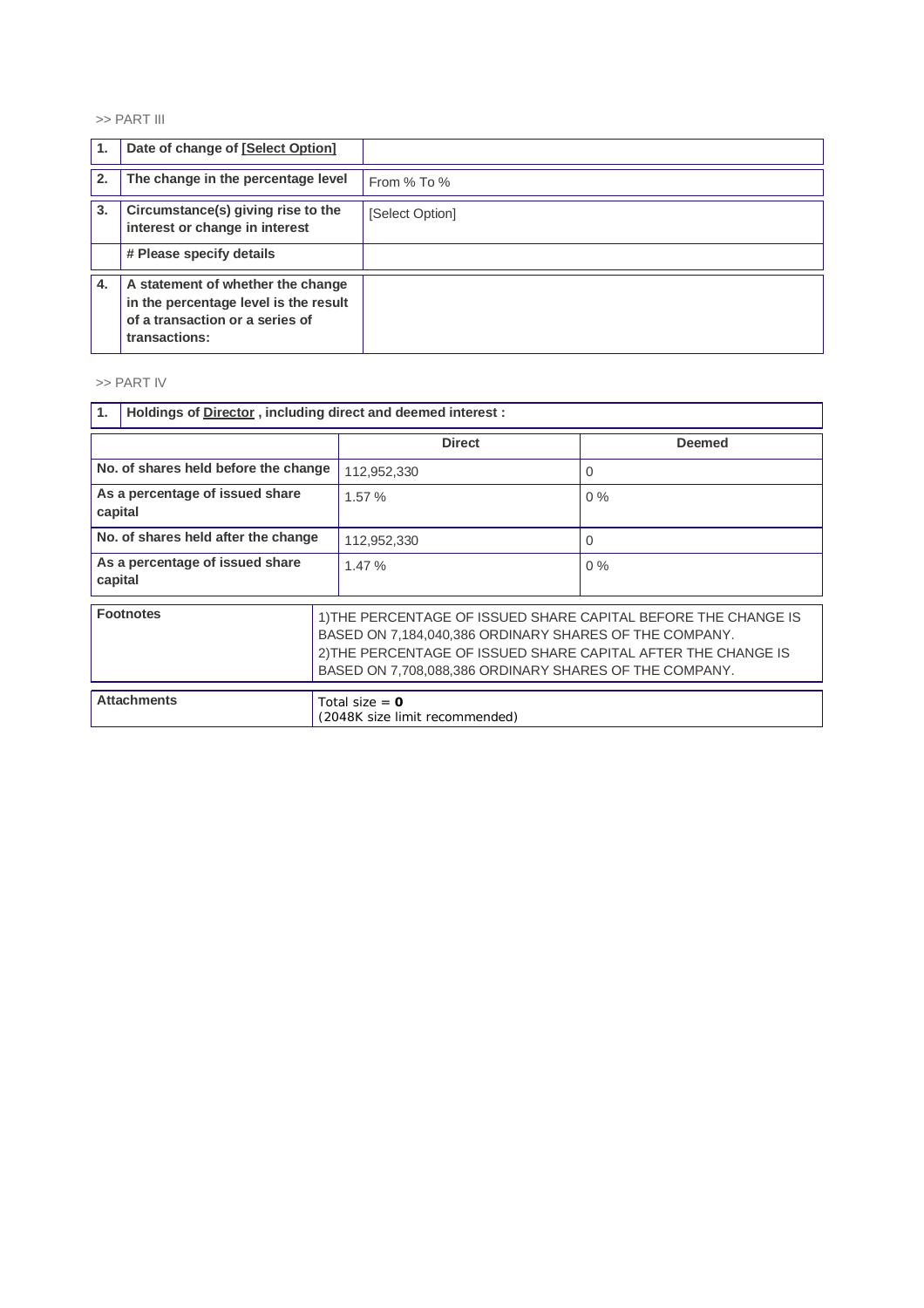>> PART III

| | | |
|---|---|---|
| 1. | Date of change of [Select Option] | |
| 2. | The change in the percentage level | From % To % |
| 3. | Circumstance(s) giving rise to the interest or change in interest | [Select Option] |
| | # Please specify details | |
| 4. | A statement of whether the change in the percentage level is the result of a transaction or a series of transactions: | |

>> PART IV

**1. Holdings of Director , including direct and deemed interest :**

| | Direct | Deemed |
|---|---|---|
| No. of shares held before the change | 112,952,330 | 0 |
| As a percentage of issued share capital | 1.57 % | 0 % |
| No. of shares held after the change | 112,952,330 | 0 |
| As a percentage of issued share capital | 1.47 % | 0 % |

| | |
|---|---|
| Footnotes | 1)THE PERCENTAGE OF ISSUED SHARE CAPITAL BEFORE THE CHANGE IS BASED ON 7,184,040,386 ORDINARY SHARES OF THE COMPANY.<br>2)THE PERCENTAGE OF ISSUED SHARE CAPITAL AFTER THE CHANGE IS BASED ON 7,708,088,386 ORDINARY SHARES OF THE COMPANY. |
| Attachments | Total size = **0**<br>(2048K size limit recommended) |